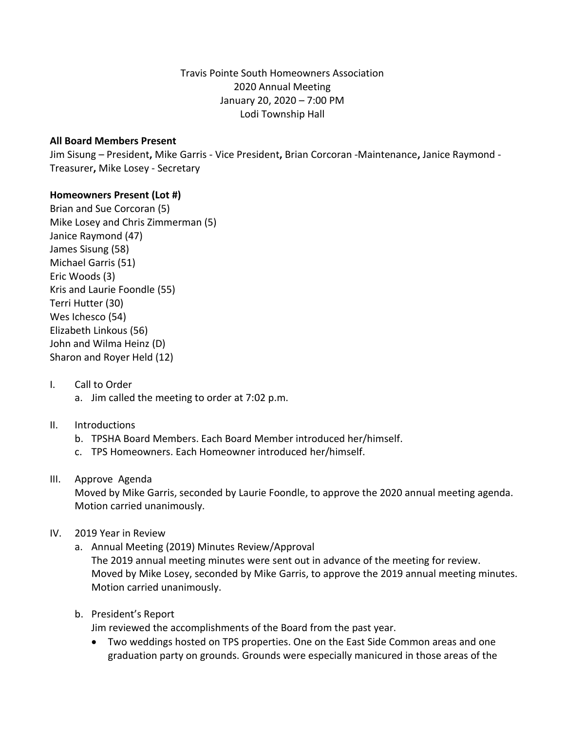Travis Pointe South Homeowners Association
2020 Annual Meeting
January 20, 2020 – 7:00 PM
Lodi Township Hall

**All Board Members Present**

Jim Sisung – President**,** Mike Garris - Vice President**,** Brian Corcoran -Maintenance**,** Janice Raymond - Treasurer**,** Mike Losey - Secretary

**Homeowners Present (Lot #)**

Brian and Sue Corcoran (5)
Mike Losey and Chris Zimmerman (5)
Janice Raymond (47)
James Sisung (58)
Michael Garris (51)
Eric Woods (3)
Kris and Laurie Foondle (55)
Terri Hutter (30)
Wes Ichesco (54)
Elizabeth Linkous (56)
John and Wilma Heinz (D)
Sharon and Royer Held (12)

I. Call to Order
   a. Jim called the meeting to order at 7:02 p.m.

II. Introductions
   b. TPSHA Board Members. Each Board Member introduced her/himself.
   c. TPS Homeowners. Each Homeowner introduced her/himself.

III. Approve Agenda

Moved by Mike Garris, seconded by Laurie Foondle, to approve the 2020 annual meeting agenda. Motion carried unanimously.

IV. 2019 Year in Review
   a. Annual Meeting (2019) Minutes Review/Approval

      The 2019 annual meeting minutes were sent out in advance of the meeting for review. Moved by Mike Losey, seconded by Mike Garris, to approve the 2019 annual meeting minutes. Motion carried unanimously.

   b. President's Report

      Jim reviewed the accomplishments of the Board from the past year.

      - Two weddings hosted on TPS properties. One on the East Side Common areas and one graduation party on grounds. Grounds were especially manicured in those areas of the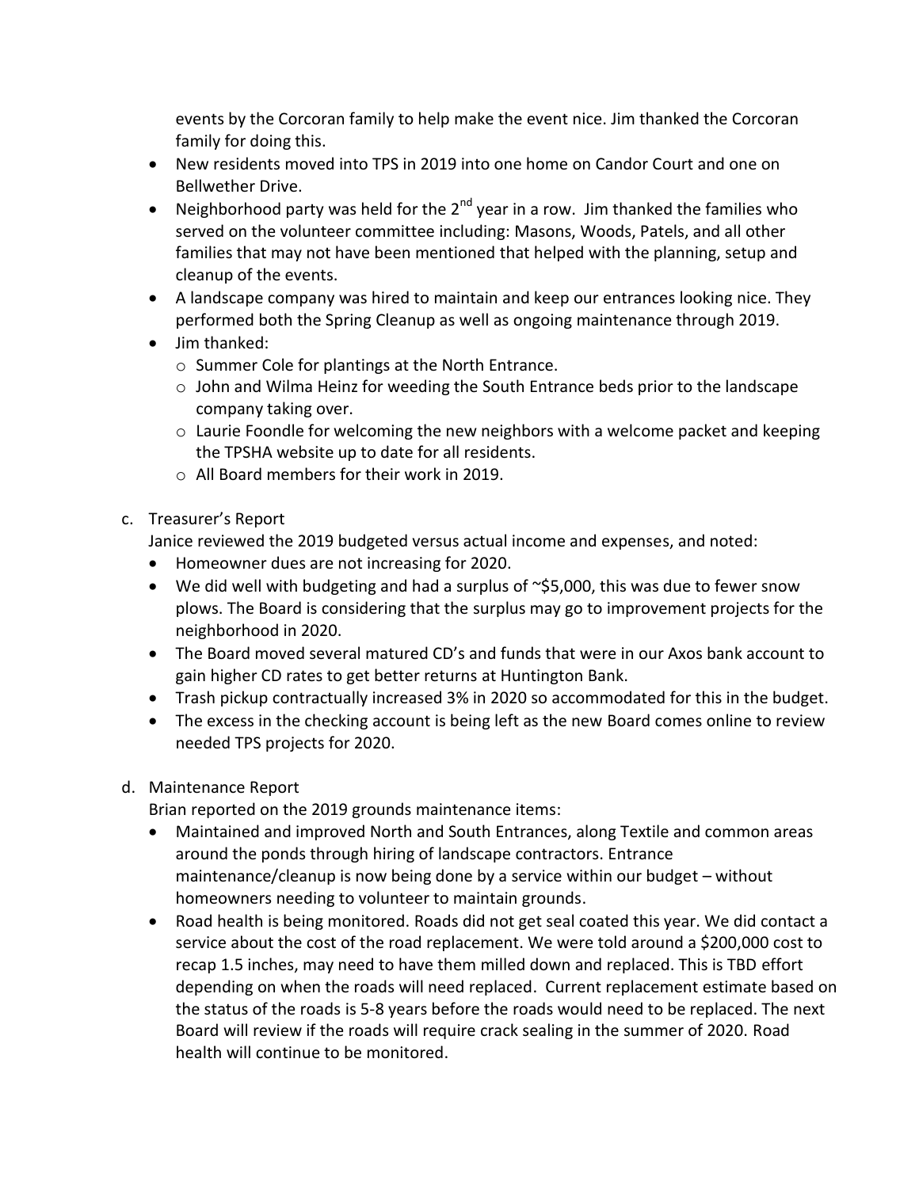events by the Corcoran family to help make the event nice. Jim thanked the Corcoran family for doing this.

- New residents moved into TPS in 2019 into one home on Candor Court and one on Bellwether Drive.
- Neighborhood party was held for the 2nd year in a row. Jim thanked the families who served on the volunteer committee including: Masons, Woods, Patels, and all other families that may not have been mentioned that helped with the planning, setup and cleanup of the events.
- A landscape company was hired to maintain and keep our entrances looking nice. They performed both the Spring Cleanup as well as ongoing maintenance through 2019.
- Jim thanked:
  - Summer Cole for plantings at the North Entrance.
  - John and Wilma Heinz for weeding the South Entrance beds prior to the landscape company taking over.
  - Laurie Foondle for welcoming the new neighbors with a welcome packet and keeping the TPSHA website up to date for all residents.
  - All Board members for their work in 2019.

c. Treasurer's Report

Janice reviewed the 2019 budgeted versus actual income and expenses, and noted:

- Homeowner dues are not increasing for 2020.
- We did well with budgeting and had a surplus of ~$5,000, this was due to fewer snow plows. The Board is considering that the surplus may go to improvement projects for the neighborhood in 2020.
- The Board moved several matured CD's and funds that were in our Axos bank account to gain higher CD rates to get better returns at Huntington Bank.
- Trash pickup contractually increased 3% in 2020 so accommodated for this in the budget.
- The excess in the checking account is being left as the new Board comes online to review needed TPS projects for 2020.

d. Maintenance Report

Brian reported on the 2019 grounds maintenance items:

- Maintained and improved North and South Entrances, along Textile and common areas around the ponds through hiring of landscape contractors. Entrance maintenance/cleanup is now being done by a service within our budget – without homeowners needing to volunteer to maintain grounds.
- Road health is being monitored. Roads did not get seal coated this year. We did contact a service about the cost of the road replacement. We were told around a $200,000 cost to recap 1.5 inches, may need to have them milled down and replaced. This is TBD effort depending on when the roads will need replaced. Current replacement estimate based on the status of the roads is 5-8 years before the roads would need to be replaced. The next Board will review if the roads will require crack sealing in the summer of 2020. Road health will continue to be monitored.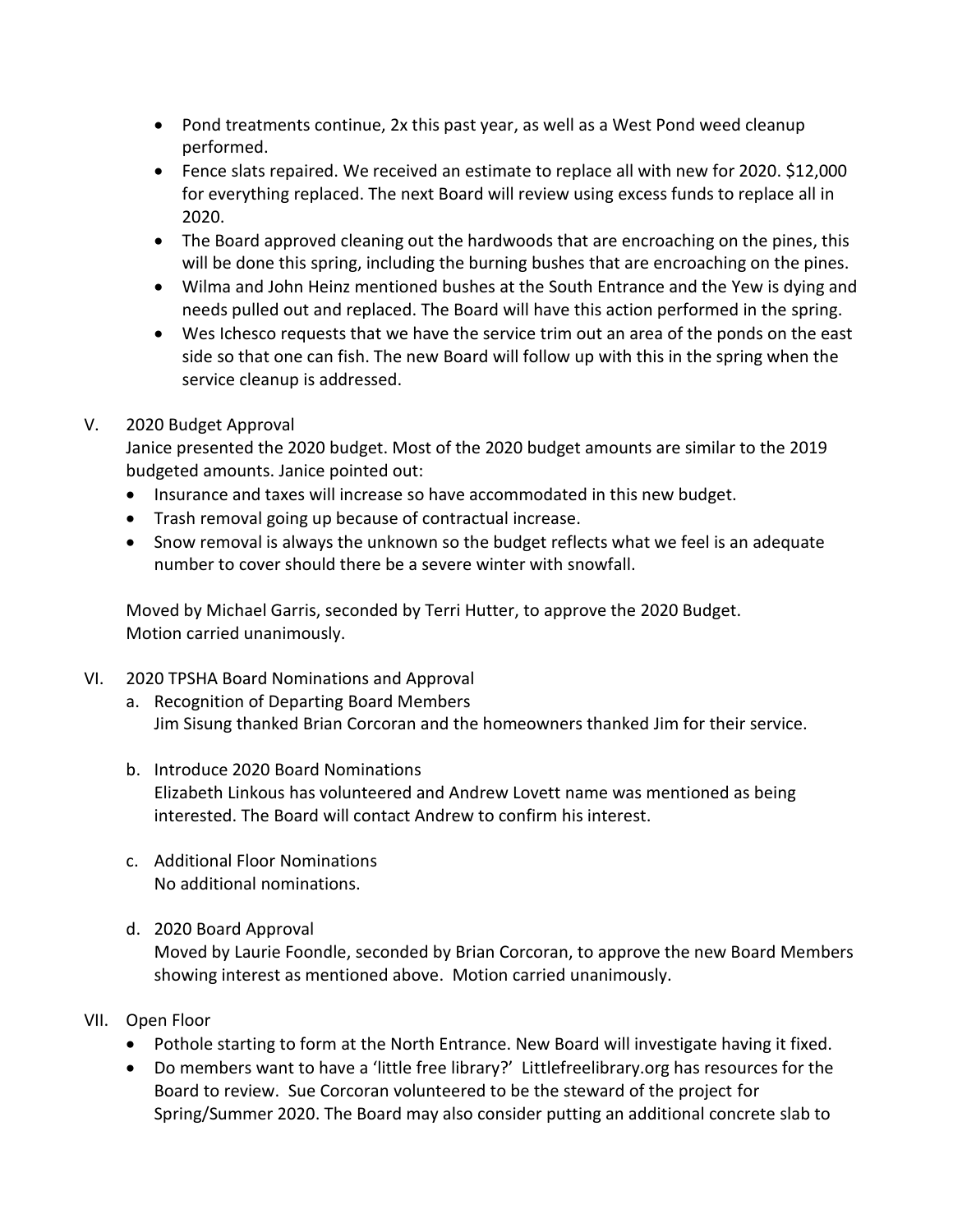- Pond treatments continue, 2x this past year, as well as a West Pond weed cleanup performed.
- Fence slats repaired. We received an estimate to replace all with new for 2020. $12,000 for everything replaced. The next Board will review using excess funds to replace all in 2020.
- The Board approved cleaning out the hardwoods that are encroaching on the pines, this will be done this spring, including the burning bushes that are encroaching on the pines.
- Wilma and John Heinz mentioned bushes at the South Entrance and the Yew is dying and needs pulled out and replaced. The Board will have this action performed in the spring.
- Wes Ichesco requests that we have the service trim out an area of the ponds on the east side so that one can fish. The new Board will follow up with this in the spring when the service cleanup is addressed.

V. 2020 Budget Approval

Janice presented the 2020 budget. Most of the 2020 budget amounts are similar to the 2019 budgeted amounts. Janice pointed out:

- Insurance and taxes will increase so have accommodated in this new budget.
- Trash removal going up because of contractual increase.
- Snow removal is always the unknown so the budget reflects what we feel is an adequate number to cover should there be a severe winter with snowfall.

Moved by Michael Garris, seconded by Terri Hutter, to approve the 2020 Budget. Motion carried unanimously.

VI. 2020 TPSHA Board Nominations and Approval

a. Recognition of Departing Board Members
   Jim Sisung thanked Brian Corcoran and the homeowners thanked Jim for their service.

b. Introduce 2020 Board Nominations
   Elizabeth Linkous has volunteered and Andrew Lovett name was mentioned as being interested. The Board will contact Andrew to confirm his interest.

c. Additional Floor Nominations
   No additional nominations.

d. 2020 Board Approval
   Moved by Laurie Foondle, seconded by Brian Corcoran, to approve the new Board Members showing interest as mentioned above. Motion carried unanimously.

VII. Open Floor

- Pothole starting to form at the North Entrance. New Board will investigate having it fixed.
- Do members want to have a 'little free library?' Littlefreelibrary.org has resources for the Board to review. Sue Corcoran volunteered to be the steward of the project for Spring/Summer 2020. The Board may also consider putting an additional concrete slab to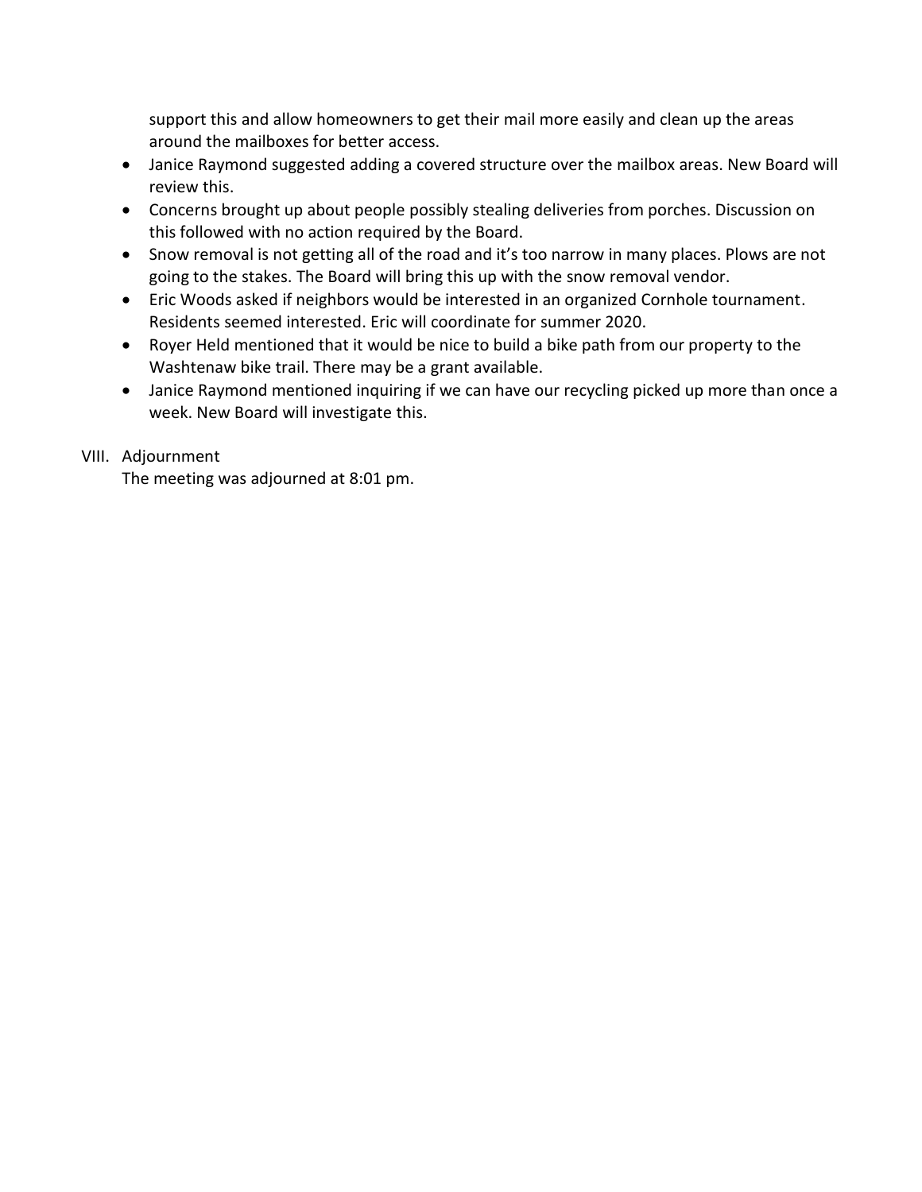support this and allow homeowners to get their mail more easily and clean up the areas around the mailboxes for better access.

- Janice Raymond suggested adding a covered structure over the mailbox areas. New Board will review this.
- Concerns brought up about people possibly stealing deliveries from porches. Discussion on this followed with no action required by the Board.
- Snow removal is not getting all of the road and it's too narrow in many places. Plows are not going to the stakes. The Board will bring this up with the snow removal vendor.
- Eric Woods asked if neighbors would be interested in an organized Cornhole tournament. Residents seemed interested. Eric will coordinate for summer 2020.
- Royer Held mentioned that it would be nice to build a bike path from our property to the Washtenaw bike trail. There may be a grant available.
- Janice Raymond mentioned inquiring if we can have our recycling picked up more than once a week. New Board will investigate this.

VIII. Adjournment

The meeting was adjourned at 8:01 pm.